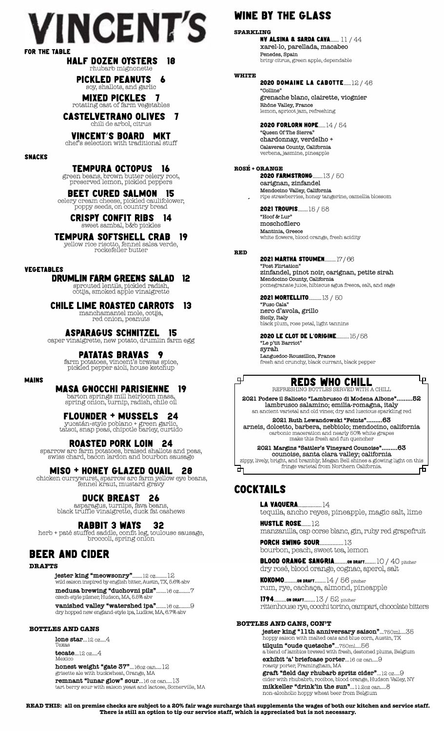# VINCENT'S

## FOR THE TABLE

### HALF DOZEN OYSTERS 18
rhubarb mignonette

### PICKLED PEANUTS 6
soy, shallots, and garlic

### MIXED PICKLES 7
rotating cast of farm vegetables

### CASTELVETRANO OLIVES 7
chili de arbol, citrus

### VINCENT'S BOARD MKT
chef's selection with traditional stuff

## SNACKS

### TEMPURA OCTOPUS 16
green beans, brown butter celery root, preserved lemon, pickled peppers

### BEET CURED SALMON 15
celery cream cheese, pickled cauliflower, poppy seeds, on country bread

### CRISPY CONFIT RIBS 14
sweet sambal, b&b pickles

### TEMPURA SOFTSHELL CRAB 19
yellow rice risotto, fennel salsa verde, rockefeller butter

## VEGETABLES

### DRUMLIN FARM GREENS SALAD 12
sprouted lentils, pickled radish, cotija, smoked apple vinaigrette

### CHILE LIME ROASTED CARROTS 13
manchamantel mole, cotija, red onion, peanuts

### ASPARAGUS SCHNITZEL 15
caper vinaigrette, new potato, drumlin farm egg

### PATATAS BRAVAS 9
farm potatoes, vincent's bravas spice, pickled pepper aioli, house ketchup

## MAINS

### MASA GNOCCHI PARISIENNE 19
barton springs mill heirloom masa, spring onion, turnip, radish, chile oil

### FLOUNDER + MUSSELS 24
yucatán-style poblano + green garlic, tatsoi, snap peas, chipotle barley, curtido

### ROASTED PORK LOIN 24
sparrow arc farm potatoes, braised shallots and peas, swiss chard, bacon lardon and bourbon sausage

### MISO + HONEY GLAZED QUAIL 28
chicken currywurst, sparrow arc farm yellow eye beans, fennel kraut, mustard gravy

### DUCK BREAST 26
asparagus, turnips, fava beans, black truffle vinaigrette, duck fat cashews

### RABBIT 3 WAYS 32
herb + paté stuffed saddle, confit leg, toulouse sausage, broccoli, spring onion

## BEER AND CIDER

### DRAFTS

**jester king "meowsonry"**.......12 oz........12
wild saison inspired by english bitter, Austin, TX, 5.6% abv

**medusa brewing "duchovni pilz"**.......16 oz........7
czech-style pilsner, Hudson, MA, 5.5% abv

**vanished valley "watershed ipa"**.......16 oz........9
dry hopped new england-style ipa, Ludlow, MA, 6.7% abv

### BOTTLES AND CANS

**lone star**...12 oz....4
Texas

**tecate**...12 oz....4
Mexico

**honest weight "gate 37"**...16oz can....12
grisette ale with buckwheat, Orange, MA

**remnant "lunar glow" sour**...16 oz can....13
tart berry sour with saison yeast and lactose, Somerville, MA

## WINE BY THE GLASS

### SPARKLING

**NV ALSINA & SARDA CAVA**...... 11 / 44
xarel-lo, parellada, macabeo
Penedes, Spain
briny citrus, green apple, dependable

### WHITE

**2020 DOMAINE LA CABOTTE**.....12 / 46
"Colline"
grenache blanc, clairette, viognier
Rhône Valley, France
lemon, apricot jam, refreshing

**2020 FORLORN HOPE**.....14 / 54
"Queen Of The Sierra"
chardonnay, verdelho +
Calaveras County, California
verbena, jasmine, pineapple

### ROSÉ + ORANGE

**2020 FARMSTRONG**.......13 / 50
carignan, zinfandel
Mendocino Valley, California
ripe strawberries, honey tangerine, camellia blossom

**2021 TROUPIS**.......15 / 58
"Hoof & Lur"
moschofilero
Mantinia, Greece
white flowers, blood orange, fresh acidity

### RED

**2021 MARTHA STOUMEN**........17 / 66
"Post Flirtation"
zinfandel, pinot noir, carignan, petite sirah
Mendocino County, California
pomegranate juice, hibiscus agua fresca, salt, and sage

**2021 MORTELLITO**.........13 / 50
"Fuso Cala"
nero d'avola, grillo
Sicily, Italy
black plum, rose petal, light tannins

**2020 LE CLOT DE L'ORIGINE**.........15 / 58
"Le p'tit Barriot"
syrah
Languedoc-Roussillon, France
fresh and crunchy, black currant, black pepper

## REDS WHO CHILL
REFRESHING BOTTLES SERVED WITH A CHILL

**2021 Podere il Saliceto "Lambrusco di Modena Albone"**.........52
lambrusco salamino; emilia-romagna, italy
an ancient varietal and old vines; dry and luscious sparkling red

**2021 Ruth Lewandowski "Feints"**.........63
arneis, dolcetto, barbera, nebbiolo; mendocino, california
carbonic maceration and nearly 50% white grapes make this fresh and fun quencher

**2021 Margins "Sattler's Vineyard Counoise"**.........63
counoise, santa clara valley; california
zippy, lively, bright, and brambly; Megan Bell shines a glowing light on this fringe varietal from Northern California.

## COCKTAILS

**LA VAQUERA**...............14
tequila, ancho reyes, pineapple, magic salt, lime

**HUSTLE ROSE**......12
manzanilla, cap corse blanc, gin, ruby red grapefruit

**PORCH SWING SOUR**...............13
bourbon, peach, sweet tea, lemon

**BLOOD ORANGE SANGRIA**........ON DRAFT.......10 / 40 pitcher
dry rosé, blood orange, cognac, aperol, salt

**KOKOMO**........ON DRAFT.......14 / 56 pitcher
rum, rye, cachaça, almond, pineapple

**1794**........ON DRAFT.......13 / 52 pitcher
rittenhouse rye, cocchi torino, campari, chocolate bitters

### BOTTLES AND CANS, CON'T

**jester king "11th anniversary saison"**...750ml....35
hoppy saison with malted oats and blue corn, Austin, TX

**tilquin "oude quetsche"**...750ml....56
a blend of lambics brewed with fresh, destoned plums, Belgium

**exhibit 'a' briefcase porter**...16 oz can....9
roasty porter, Framingham, MA

**graft "field day rhubarb spritz cider"**...12 oz....9
cider with rhubarb, rooibos, blood orange, Hudson Valley, NY

**mikkeller "drink'in the sun"**...11.2oz can....8
non-alcoholic hoppy wheat beer from Belgium

**READ THIS: all on premise checks are subject to a 20% fair wage surcharge that supplements the wages of both our kitchen and service staff. There is still an option to tip our service staff, which is appreciated but is not necessary.**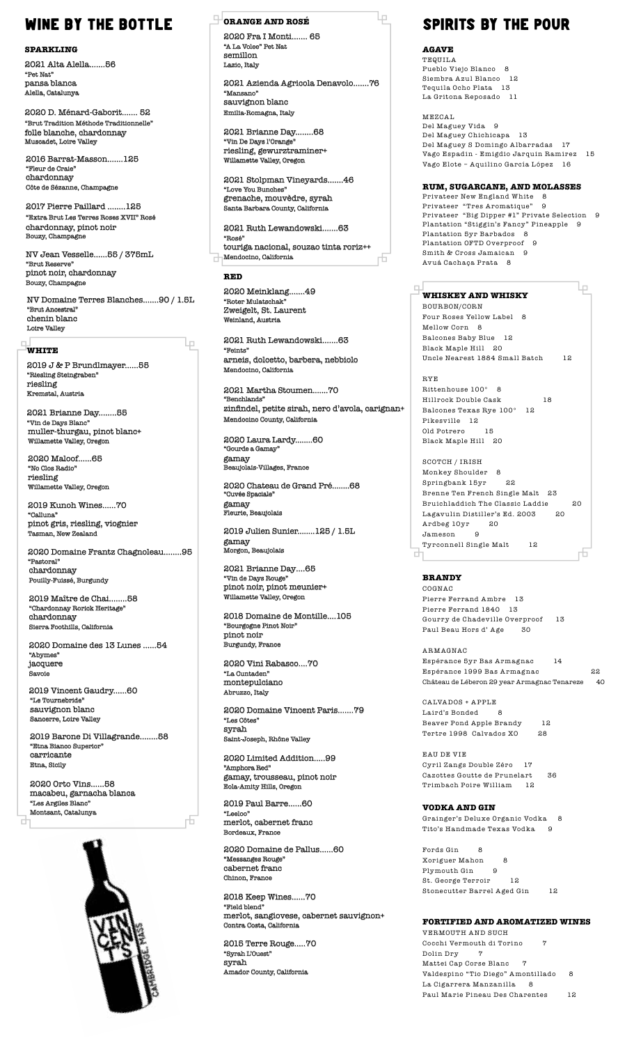# WINE BY THE BOTTLE

## SPARKLING

2021 Alta Alella.......56
"Pet Nat"
pansa blanca
Alella, Catalunya

2020 D. Ménard-Gaborit....... 52
"Brut Tradition Méthode Traditionnelle"
folle blanche, chardonnay
Muscadet, Loire Valley

2016 Barrat-Masson.......125
"Fleur de Craie"
chardonnay
Côte de Sézanne, Champagne

2017 Pierre Paillard ........125
"Extra Brut Les Terres Roses XVII" Rosé
chardonnay, pinot noir
Bouzy, Champagne

NV Jean Vesselle......55 / 375mL
"Brut Reserve"
pinot noir, chardonnay
Bouzy, Champagne

NV Domaine Terres Blanches.......90 / 1.5L
"Brut Ancestral"
chenin blanc
Loire Valley

## WHITE

2019 J & P Brundlmayer......55
"Riesling Steingraben"
riesling
Kremstal, Austria

2021 Brianne Day........55
"Vin de Days Blanc"
muller-thurgau, pinot blanc+
Willamette Valley, Oregon

2020 Maloof......65
"No Clos Radio"
riesling
Willamette Valley, Oregon

2019 Kunoh Wines......70
"Calluna"
pinot gris, riesling, viognier
Tasman, New Zealand

2020 Domaine Frantz Chagnoleau........95
"Pastoral"
chardonnay
Pouilly-Fuissé, Burgundy

2019 Maître de Chai........58
"Chardonnay Rorick Heritage"
chardonnay
Sierra Foothills, California

2020 Domaine des 13 Lunes ......54
"Abymes"
jacquere
Savoie

2019 Vincent Gaudry......60
"Le Tournebride"
sauvignon blanc
Sancerre, Loire Valley

2019 Barone Di Villagrande........58
"Etna Bianco Superior"
carricante
Etna, Sicily

2020 Orto Vins......58
macabeu, garnacha blanca
"Les Argiles Blanc"
Montsant, Catalunya

## ORANGE AND ROSÉ

2020 Fra I Monti....... 65
"A La Volee" Pet Nat
semillon
Lazio, Italy

2021 Azienda Agricola Denavolo.......76
"Mansano"
sauvignon blanc
Emilia-Romagna, Italy

2021 Brianne Day........68
"Vin De Days l'Orange"
riesling, gewurztraminer+
Willamette Valley, Oregon

2021 Stolpman Vineyards.......46
"Love You Bunches"
grenache, mouvèdre, syrah
Santa Barbara County, California

2021 Ruth Lewandowski.......63
"Rosé"
touriga nacional, souzao tinta roriz++
Mendocino, California

## RED

2020 Meinklang.......49
"Roter Mulatschak"
Zweigelt, St. Laurent
Weinland, Austria

2021 Ruth Lewandowski.......63
"Feints"
arneis, dolcetto, barbera, nebbiolo
Mendocino, California

2021 Martha Stoumen.......70
"Benchlands"
zinfindel, petite sirah, nero d'avola, carignan+
Mendocino County, California

2020 Laura Lardy........60
"Gourde a Gamay"
gamay
Beaujolais-Villages, France

2020 Chateau de Grand Pré........68
"Cuvée Spaciale"
gamay
Fleurie, Beaujolais

2019 Julien Sunier........125 / 1.5L
gamay
Morgon, Beaujolais

2021 Brianne Day....65
"Vin de Days Rouge"
pinot noir, pinot meunier+
Willamette Valley, Oregon

2018 Domaine de Montille....105
"Bourgogne Pinot Noir"
pinot noir
Burgundy, France

2020 Vini Rabasco....70
"La Cuntaden"
montepulciano
Abruzzo, Italy

2020 Domaine Vincent Paris.......79
"Les Côtes"
syrah
Saint-Joseph, Rhône Valley

2020 Limited Addition.....99
"Amphora Red"
gamay, trousseau, pinot noir
Eola-Amity Hills, Oregon

2019 Paul Barre......60
"Leeloo"
merlot, cabernet franc
Bordeaux, France

2020 Domaine de Pallus......60
"Messanges Rouge"
cabernet franc
Chinon, France

2018 Keep Wines......70
"Field blend"
merlot, sangiovese, cabernet sauvignon+
Contra Costa, California

2015 Terre Rouge.....70
"Syrah L'Ouest"
syrah
Amador County, California

# SPIRITS BY THE POUR

## AGAVE

TEQUILA
Pueblo Viejo Blanco 8
Siembra Azul Blanco 12
Tequila Ocho Plata 13
La Gritona Reposado 11

MEZCAL
Del Maguey Vida 9
Del Maguey Chichicapa 13
Del Maguey S Domingo Albarradas 17
Vago Espadin - Emigdio Jarquin Ramirez 15
Vago Elote – Aquilino García López 16

## RUM, SUGARCANE, AND MOLASSES

Privateer New England White 8
Privateer "Tres Aromatique" 9
Privateer "Big Dipper #1" Private Selection 9
Plantation "Stiggin's Fancy" Pineapple 9
Plantation 5yr Barbados 8
Plantation OFTD Overproof 9
Smith & Cross Jamaican 9
Avuá Cachaça Prata 8

## WHISKEY AND WHISKY

BOURBON/CORN
Four Roses Yellow Label 8
Mellow Corn 8
Balcones Baby Blue 12
Black Maple Hill 20
Uncle Nearest 1884 Small Batch 12

RYE
Rittenhouse 100° 8
Hillrock Double Cask 18
Balcones Texas Rye 100° 12
Pikesville 12
Old Potrero 15
Black Maple Hill 20

SCOTCH / IRISH
Monkey Shoulder 8
Springbank 15yr 22
Brenne Ten French Single Malt 23
Bruichladdich The Classic Laddie 20
Lagavulin Distiller's Ed. 2003 20
Ardbeg 10yr 20
Jameson 9
Tyrconnell Single Malt 12

## BRANDY

COGNAC
Pierre Ferrand Ambre 13
Pierre Ferrand 1840 13
Gourry de Chadeville Overproof 13
Paul Beau Hors d' Age 30

ARMAGNAC
Espérance 5yr Bas Armagnac 14
Espérance 1999 Bas Armagnac 22
Château de Léberon 29 year Armagnac Tenareze 40

CALVADOS + APPLE
Laird's Bonded 8
Beaver Pond Apple Brandy 12
Tertre 1998 Calvados XO 28

EAU DE VIE
Cyril Zangs Double Zéro 17
Cazottes Goutte de Prunelart 36
Trimbach Poire William 12

## VODKA AND GIN

Grainger's Deluxe Organic Vodka 8
Tito's Handmade Texas Vodka 9

Fords Gin 8
Xoriguer Mahon 8
Plymouth Gin 9
St. George Terroir 12
Stonecutter Barrel Aged Gin 12

## FORTIFIED AND AROMATIZED WINES

VERMOUTH AND SUCH
Cocchi Vermouth di Torino 7
Dolin Dry 7
Mattei Cap Corse Blanc 7
Valdespino "Tio Diego" Amontillado 8
La Cigarrera Manzanilla 8
Paul Marie Pineau Des Charentes 12